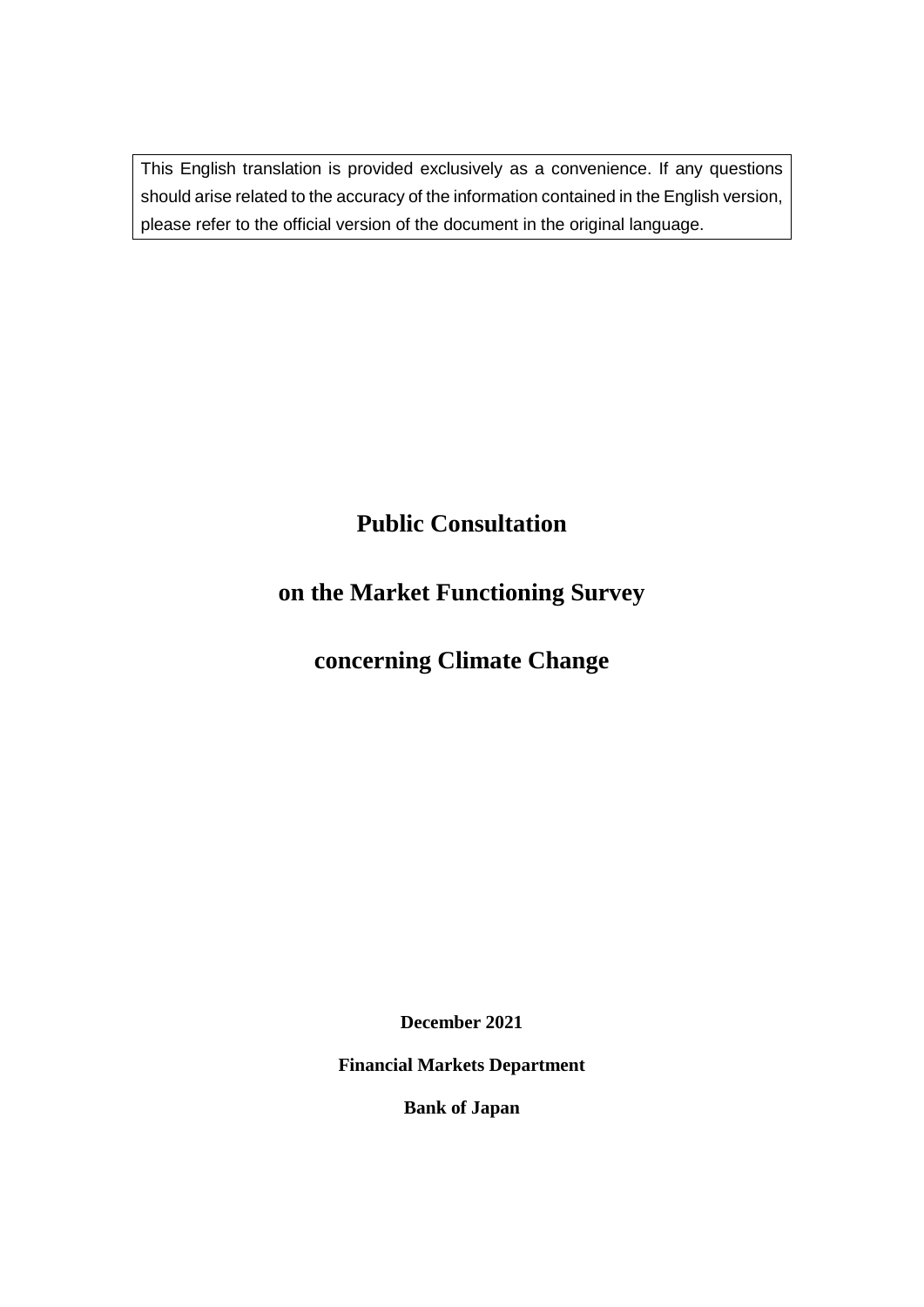This English translation is provided exclusively as a convenience. If any questions should arise related to the accuracy of the information contained in the English version, please refer to the official version of the document in the original language.

# Public Consultation on the Market Functioning Survey concerning Climate Change

**December 2021**

**Financial Markets Department**

**Bank of Japan**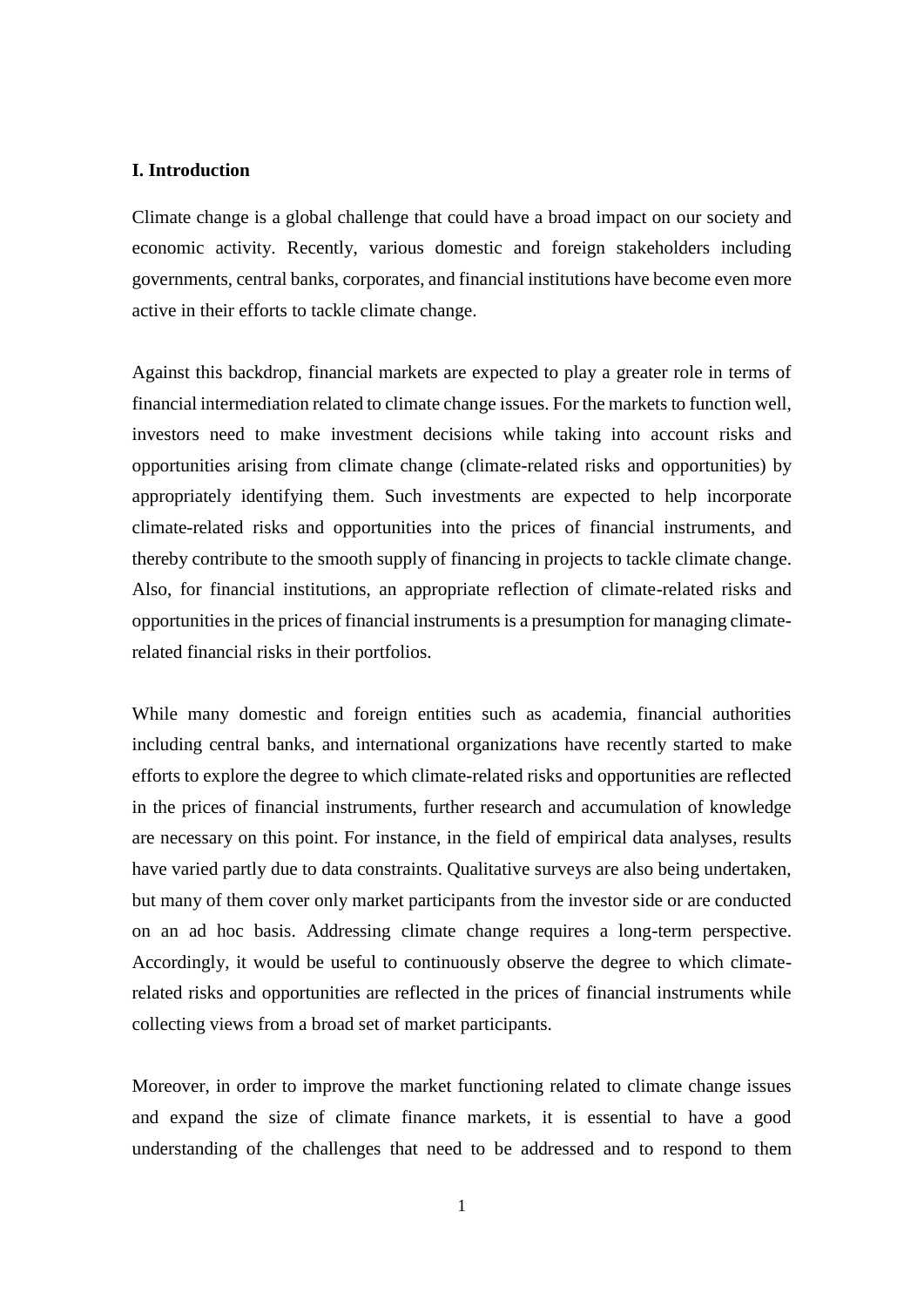## I. Introduction

Climate change is a global challenge that could have a broad impact on our society and economic activity. Recently, various domestic and foreign stakeholders including governments, central banks, corporates, and financial institutions have become even more active in their efforts to tackle climate change.

Against this backdrop, financial markets are expected to play a greater role in terms of financial intermediation related to climate change issues. For the markets to function well, investors need to make investment decisions while taking into account risks and opportunities arising from climate change (climate-related risks and opportunities) by appropriately identifying them. Such investments are expected to help incorporate climate-related risks and opportunities into the prices of financial instruments, and thereby contribute to the smooth supply of financing in projects to tackle climate change. Also, for financial institutions, an appropriate reflection of climate-related risks and opportunities in the prices of financial instruments is a presumption for managing climate-related financial risks in their portfolios.

While many domestic and foreign entities such as academia, financial authorities including central banks, and international organizations have recently started to make efforts to explore the degree to which climate-related risks and opportunities are reflected in the prices of financial instruments, further research and accumulation of knowledge are necessary on this point. For instance, in the field of empirical data analyses, results have varied partly due to data constraints. Qualitative surveys are also being undertaken, but many of them cover only market participants from the investor side or are conducted on an ad hoc basis. Addressing climate change requires a long-term perspective. Accordingly, it would be useful to continuously observe the degree to which climate-related risks and opportunities are reflected in the prices of financial instruments while collecting views from a broad set of market participants.

Moreover, in order to improve the market functioning related to climate change issues and expand the size of climate finance markets, it is essential to have a good understanding of the challenges that need to be addressed and to respond to them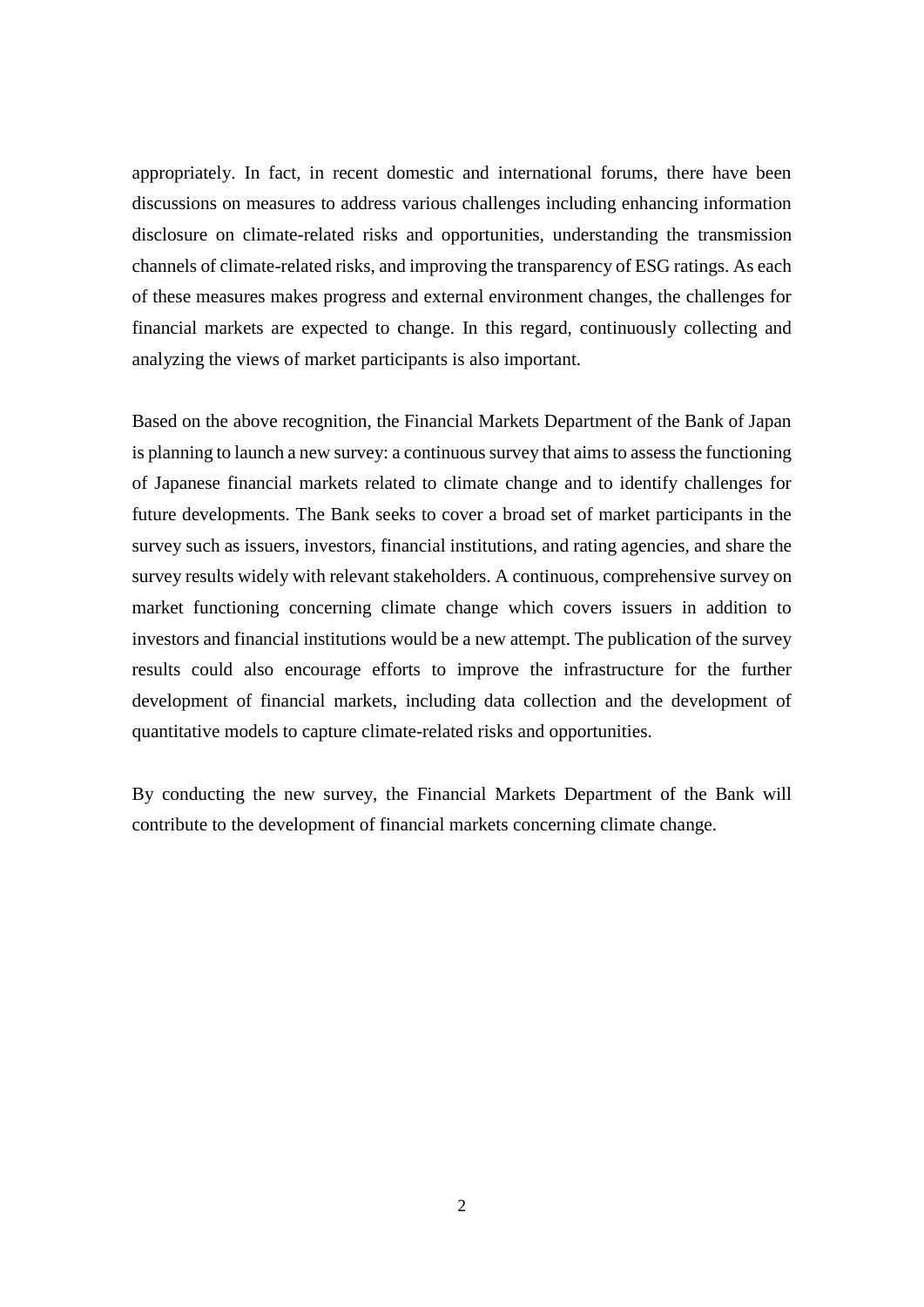appropriately. In fact, in recent domestic and international forums, there have been discussions on measures to address various challenges including enhancing information disclosure on climate-related risks and opportunities, understanding the transmission channels of climate-related risks, and improving the transparency of ESG ratings. As each of these measures makes progress and external environment changes, the challenges for financial markets are expected to change. In this regard, continuously collecting and analyzing the views of market participants is also important.

Based on the above recognition, the Financial Markets Department of the Bank of Japan is planning to launch a new survey: a continuous survey that aims to assess the functioning of Japanese financial markets related to climate change and to identify challenges for future developments. The Bank seeks to cover a broad set of market participants in the survey such as issuers, investors, financial institutions, and rating agencies, and share the survey results widely with relevant stakeholders. A continuous, comprehensive survey on market functioning concerning climate change which covers issuers in addition to investors and financial institutions would be a new attempt. The publication of the survey results could also encourage efforts to improve the infrastructure for the further development of financial markets, including data collection and the development of quantitative models to capture climate-related risks and opportunities.

By conducting the new survey, the Financial Markets Department of the Bank will contribute to the development of financial markets concerning climate change.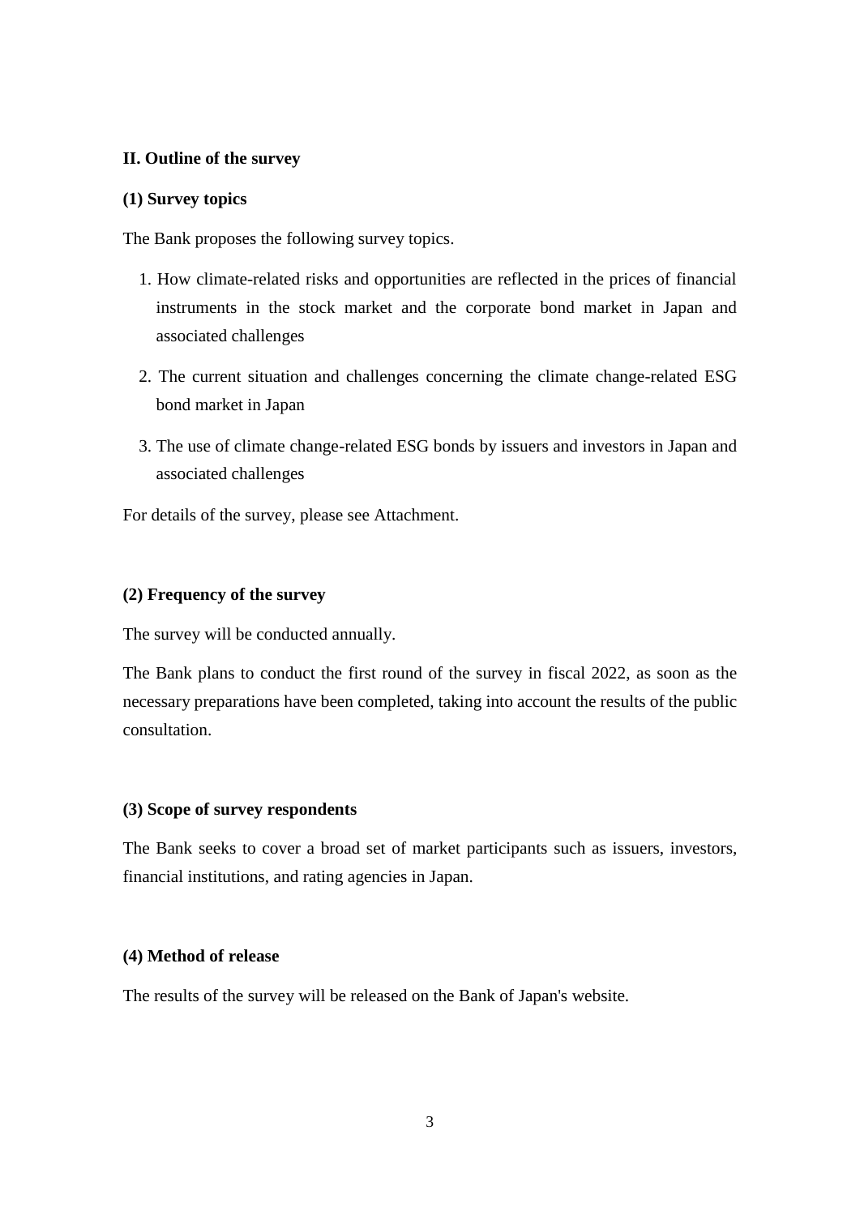## II. Outline of the survey

### (1) Survey topics

The Bank proposes the following survey topics.

1. How climate-related risks and opportunities are reflected in the prices of financial instruments in the stock market and the corporate bond market in Japan and associated challenges
2. The current situation and challenges concerning the climate change-related ESG bond market in Japan
3. The use of climate change-related ESG bonds by issuers and investors in Japan and associated challenges

For details of the survey, please see Attachment.

### (2) Frequency of the survey

The survey will be conducted annually.

The Bank plans to conduct the first round of the survey in fiscal 2022, as soon as the necessary preparations have been completed, taking into account the results of the public consultation.

### (3) Scope of survey respondents

The Bank seeks to cover a broad set of market participants such as issuers, investors, financial institutions, and rating agencies in Japan.

### (4) Method of release

The results of the survey will be released on the Bank of Japan's website.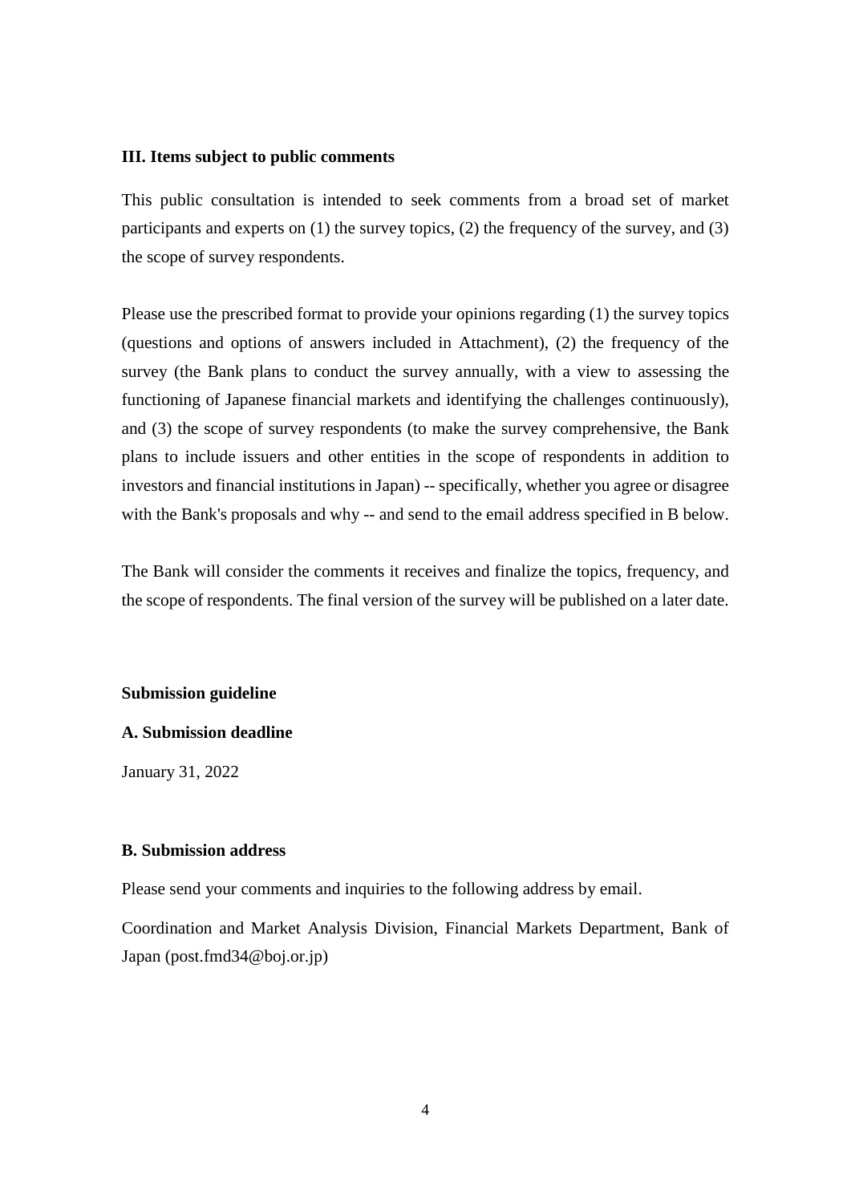## III. Items subject to public comments

This public consultation is intended to seek comments from a broad set of market participants and experts on (1) the survey topics, (2) the frequency of the survey, and (3) the scope of survey respondents.

Please use the prescribed format to provide your opinions regarding (1) the survey topics (questions and options of answers included in Attachment), (2) the frequency of the survey (the Bank plans to conduct the survey annually, with a view to assessing the functioning of Japanese financial markets and identifying the challenges continuously), and (3) the scope of survey respondents (to make the survey comprehensive, the Bank plans to include issuers and other entities in the scope of respondents in addition to investors and financial institutions in Japan) -- specifically, whether you agree or disagree with the Bank's proposals and why -- and send to the email address specified in B below.

The Bank will consider the comments it receives and finalize the topics, frequency, and the scope of respondents. The final version of the survey will be published on a later date.

### Submission guideline

#### A. Submission deadline

January 31, 2022

#### B. Submission address

Please send your comments and inquiries to the following address by email.

Coordination and Market Analysis Division, Financial Markets Department, Bank of Japan (post.fmd34@boj.or.jp)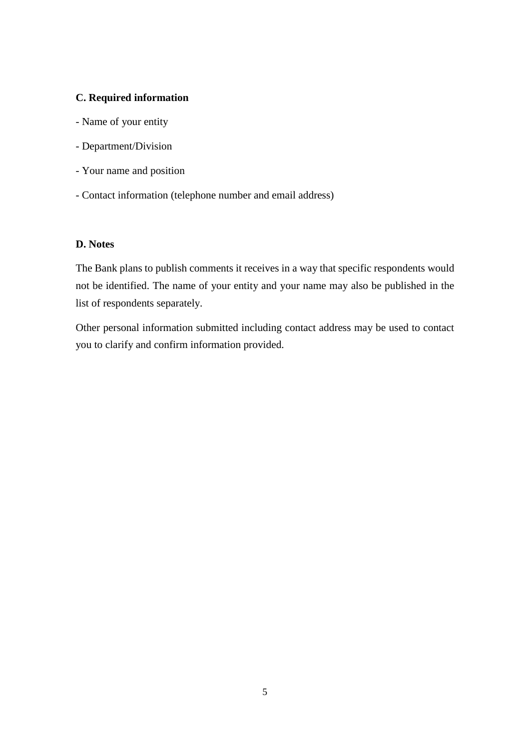**C. Required information**

- Name of your entity

- Department/Division

- Your name and position

- Contact information (telephone number and email address)

**D. Notes**

The Bank plans to publish comments it receives in a way that specific respondents would not be identified. The name of your entity and your name may also be published in the list of respondents separately.

Other personal information submitted including contact address may be used to contact you to clarify and confirm information provided.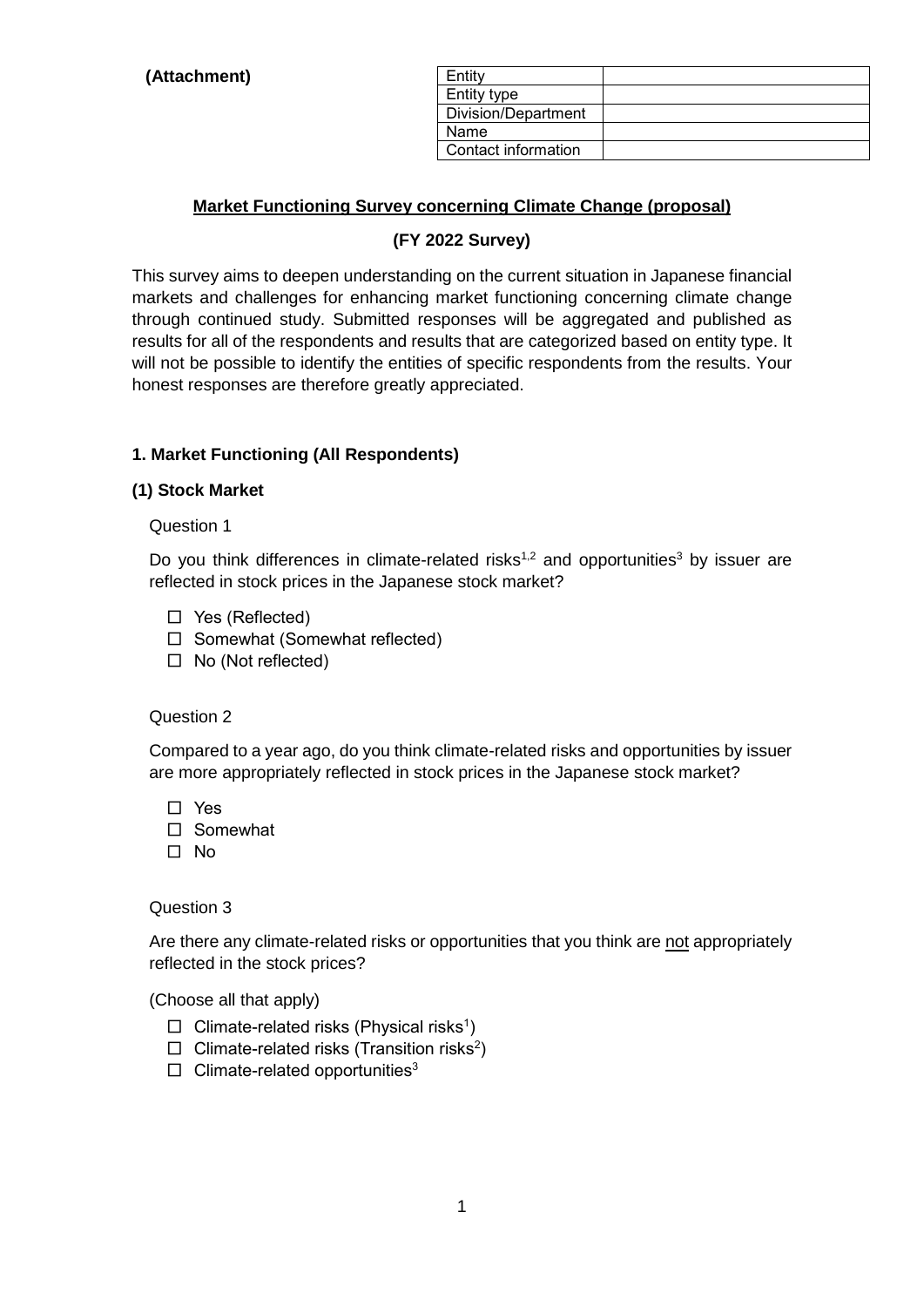**(Attachment)**

| Entity | |
|---|---|
| Entity type | |
| Division/Department | |
| Name | |
| Contact information | |

## Market Functioning Survey concerning Climate Change (proposal)

### (FY 2022 Survey)

This survey aims to deepen understanding on the current situation in Japanese financial markets and challenges for enhancing market functioning concerning climate change through continued study. Submitted responses will be aggregated and published as results for all of the respondents and results that are categorized based on entity type. It will not be possible to identify the entities of specific respondents from the results. Your honest responses are therefore greatly appreciated.

### 1. Market Functioning (All Respondents)

#### (1) Stock Market

Question 1

Do you think differences in climate-related risks[1,2] and opportunities[3] by issuer are reflected in stock prices in the Japanese stock market?

- ☐ Yes (Reflected)
- ☐ Somewhat (Somewhat reflected)
- ☐ No (Not reflected)

Question 2

Compared to a year ago, do you think climate-related risks and opportunities by issuer are more appropriately reflected in stock prices in the Japanese stock market?

- ☐ Yes
- ☐ Somewhat
- ☐ No

Question 3

Are there any climate-related risks or opportunities that you think are <u>not</u> appropriately reflected in the stock prices?

(Choose all that apply)

- ☐ Climate-related risks (Physical risks[1])
- ☐ Climate-related risks (Transition risks[2])
- ☐ Climate-related opportunities[3]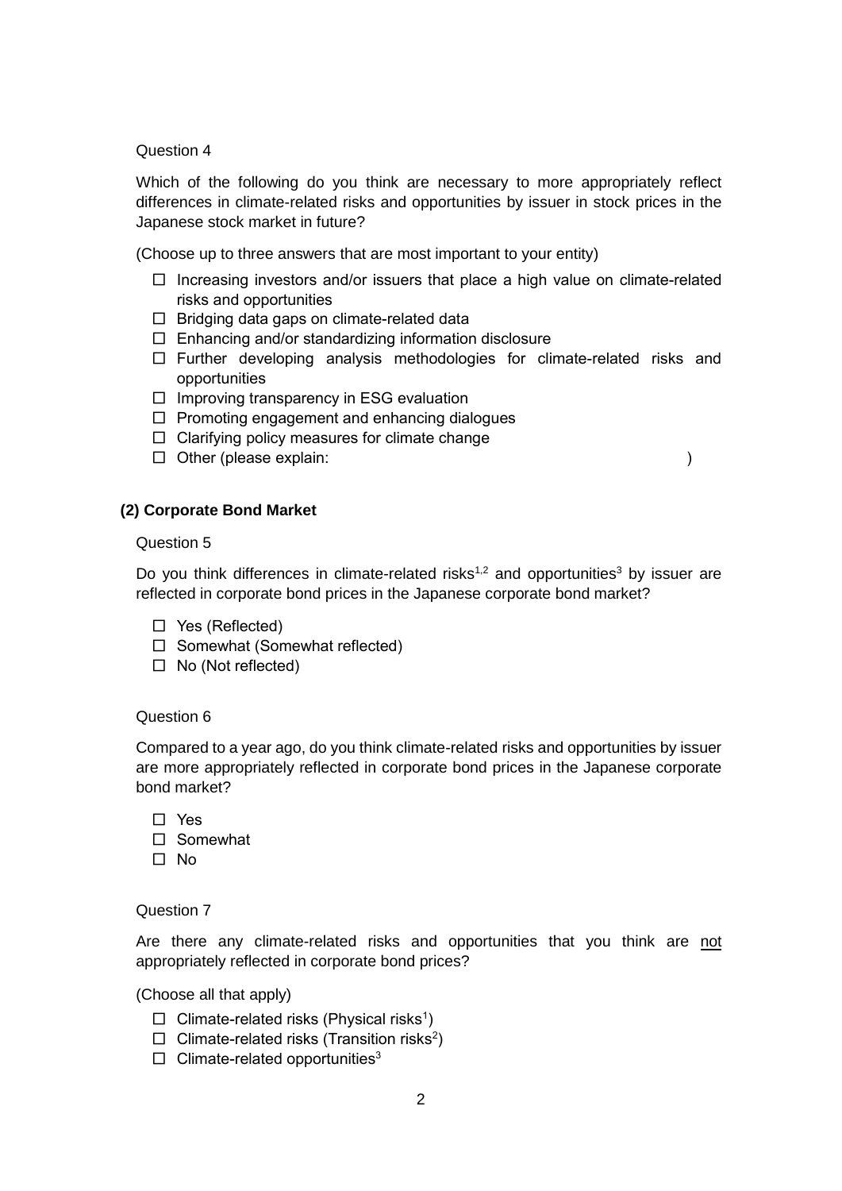Question 4

Which of the following do you think are necessary to more appropriately reflect differences in climate-related risks and opportunities by issuer in stock prices in the Japanese stock market in future?

(Choose up to three answers that are most important to your entity)

- ☐ Increasing investors and/or issuers that place a high value on climate-related risks and opportunities
- ☐ Bridging data gaps on climate-related data
- ☐ Enhancing and/or standardizing information disclosure
- ☐ Further developing analysis methodologies for climate-related risks and opportunities
- ☐ Improving transparency in ESG evaluation
- ☐ Promoting engagement and enhancing dialogues
- ☐ Clarifying policy measures for climate change
- ☐ Other (please explain: )

### (2) Corporate Bond Market

Question 5

Do you think differences in climate-related risks[1,2] and opportunities[3] by issuer are reflected in corporate bond prices in the Japanese corporate bond market?

- ☐ Yes (Reflected)
- ☐ Somewhat (Somewhat reflected)
- ☐ No (Not reflected)

Question 6

Compared to a year ago, do you think climate-related risks and opportunities by issuer are more appropriately reflected in corporate bond prices in the Japanese corporate bond market?

- ☐ Yes
- ☐ Somewhat
- ☐ No

Question 7

Are there any climate-related risks and opportunities that you think are <u>not</u> appropriately reflected in corporate bond prices?

(Choose all that apply)

- ☐ Climate-related risks (Physical risks[1])
- ☐ Climate-related risks (Transition risks[2])
- ☐ Climate-related opportunities[3]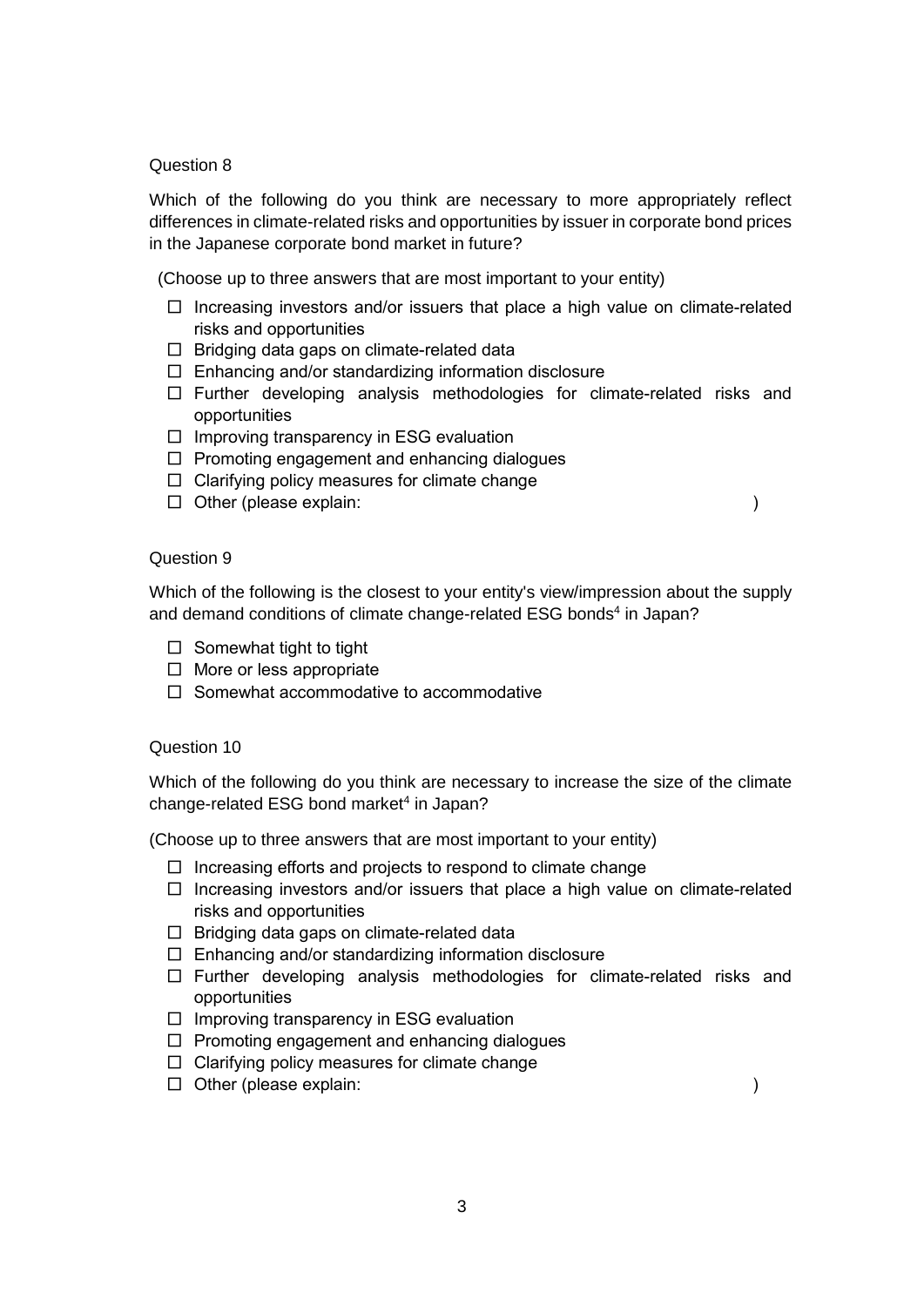Question 8

Which of the following do you think are necessary to more appropriately reflect differences in climate-related risks and opportunities by issuer in corporate bond prices in the Japanese corporate bond market in future?

(Choose up to three answers that are most important to your entity)

- ☐ Increasing investors and/or issuers that place a high value on climate-related risks and opportunities
- ☐ Bridging data gaps on climate-related data
- ☐ Enhancing and/or standardizing information disclosure
- ☐ Further developing analysis methodologies for climate-related risks and opportunities
- ☐ Improving transparency in ESG evaluation
- ☐ Promoting engagement and enhancing dialogues
- ☐ Clarifying policy measures for climate change
- ☐ Other (please explain: )

Question 9

Which of the following is the closest to your entity's view/impression about the supply and demand conditions of climate change-related ESG bonds[4] in Japan?

- ☐ Somewhat tight to tight
- ☐ More or less appropriate
- ☐ Somewhat accommodative to accommodative

Question 10

Which of the following do you think are necessary to increase the size of the climate change-related ESG bond market[4] in Japan?

(Choose up to three answers that are most important to your entity)

- ☐ Increasing efforts and projects to respond to climate change
- ☐ Increasing investors and/or issuers that place a high value on climate-related risks and opportunities
- ☐ Bridging data gaps on climate-related data
- ☐ Enhancing and/or standardizing information disclosure
- ☐ Further developing analysis methodologies for climate-related risks and opportunities
- ☐ Improving transparency in ESG evaluation
- ☐ Promoting engagement and enhancing dialogues
- ☐ Clarifying policy measures for climate change
- ☐ Other (please explain: )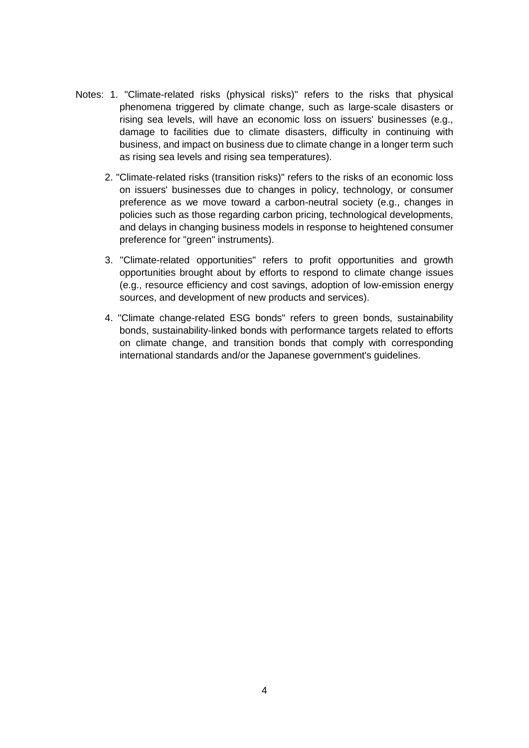Notes: 1. "Climate-related risks (physical risks)" refers to the risks that physical phenomena triggered by climate change, such as large-scale disasters or rising sea levels, will have an economic loss on issuers' businesses (e.g., damage to facilities due to climate disasters, difficulty in continuing with business, and impact on business due to climate change in a longer term such as rising sea levels and rising sea temperatures).

2. "Climate-related risks (transition risks)" refers to the risks of an economic loss on issuers' businesses due to changes in policy, technology, or consumer preference as we move toward a carbon-neutral society (e.g., changes in policies such as those regarding carbon pricing, technological developments, and delays in changing business models in response to heightened consumer preference for "green" instruments).

3. "Climate-related opportunities" refers to profit opportunities and growth opportunities brought about by efforts to respond to climate change issues (e.g., resource efficiency and cost savings, adoption of low-emission energy sources, and development of new products and services).

4. "Climate change-related ESG bonds" refers to green bonds, sustainability bonds, sustainability-linked bonds with performance targets related to efforts on climate change, and transition bonds that comply with corresponding international standards and/or the Japanese government's guidelines.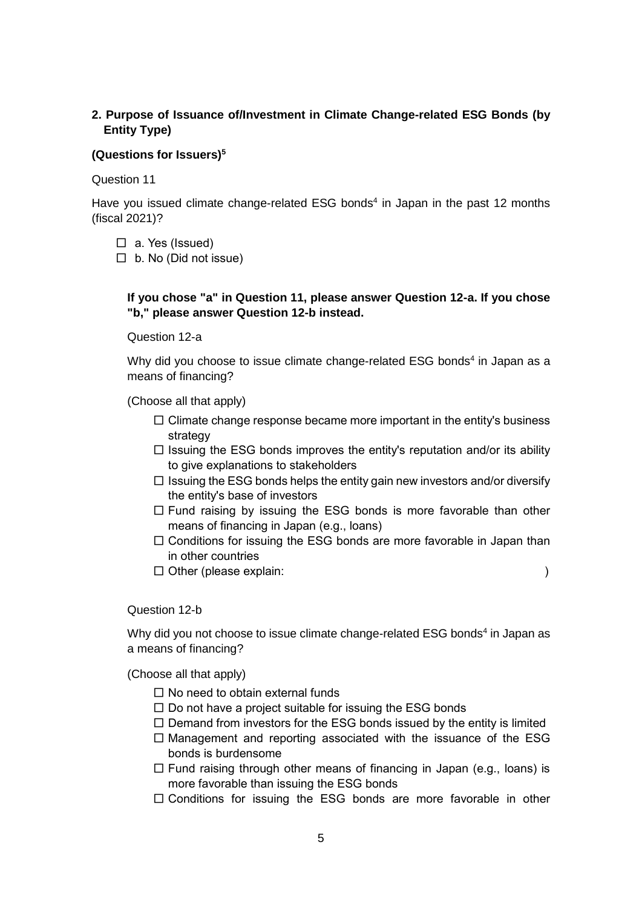## 2. Purpose of Issuance of/Investment in Climate Change-related ESG Bonds (by Entity Type)

**(Questions for Issuers)[5]**

Question 11

Have you issued climate change-related ESG bonds[4] in Japan in the past 12 months (fiscal 2021)?

- ☐ a. Yes (Issued)
- ☐ b. No (Did not issue)

**If you chose "a" in Question 11, please answer Question 12-a. If you chose "b," please answer Question 12-b instead.**

Question 12-a

Why did you choose to issue climate change-related ESG bonds[4] in Japan as a means of financing?

(Choose all that apply)

- ☐ Climate change response became more important in the entity's business strategy
- ☐ Issuing the ESG bonds improves the entity's reputation and/or its ability to give explanations to stakeholders
- ☐ Issuing the ESG bonds helps the entity gain new investors and/or diversify the entity's base of investors
- ☐ Fund raising by issuing the ESG bonds is more favorable than other means of financing in Japan (e.g., loans)
- ☐ Conditions for issuing the ESG bonds are more favorable in Japan than in other countries
- ☐ Other (please explain: )

Question 12-b

Why did you not choose to issue climate change-related ESG bonds[4] in Japan as a means of financing?

(Choose all that apply)

- ☐ No need to obtain external funds
- ☐ Do not have a project suitable for issuing the ESG bonds
- ☐ Demand from investors for the ESG bonds issued by the entity is limited
- ☐ Management and reporting associated with the issuance of the ESG bonds is burdensome
- ☐ Fund raising through other means of financing in Japan (e.g., loans) is more favorable than issuing the ESG bonds
- ☐ Conditions for issuing the ESG bonds are more favorable in other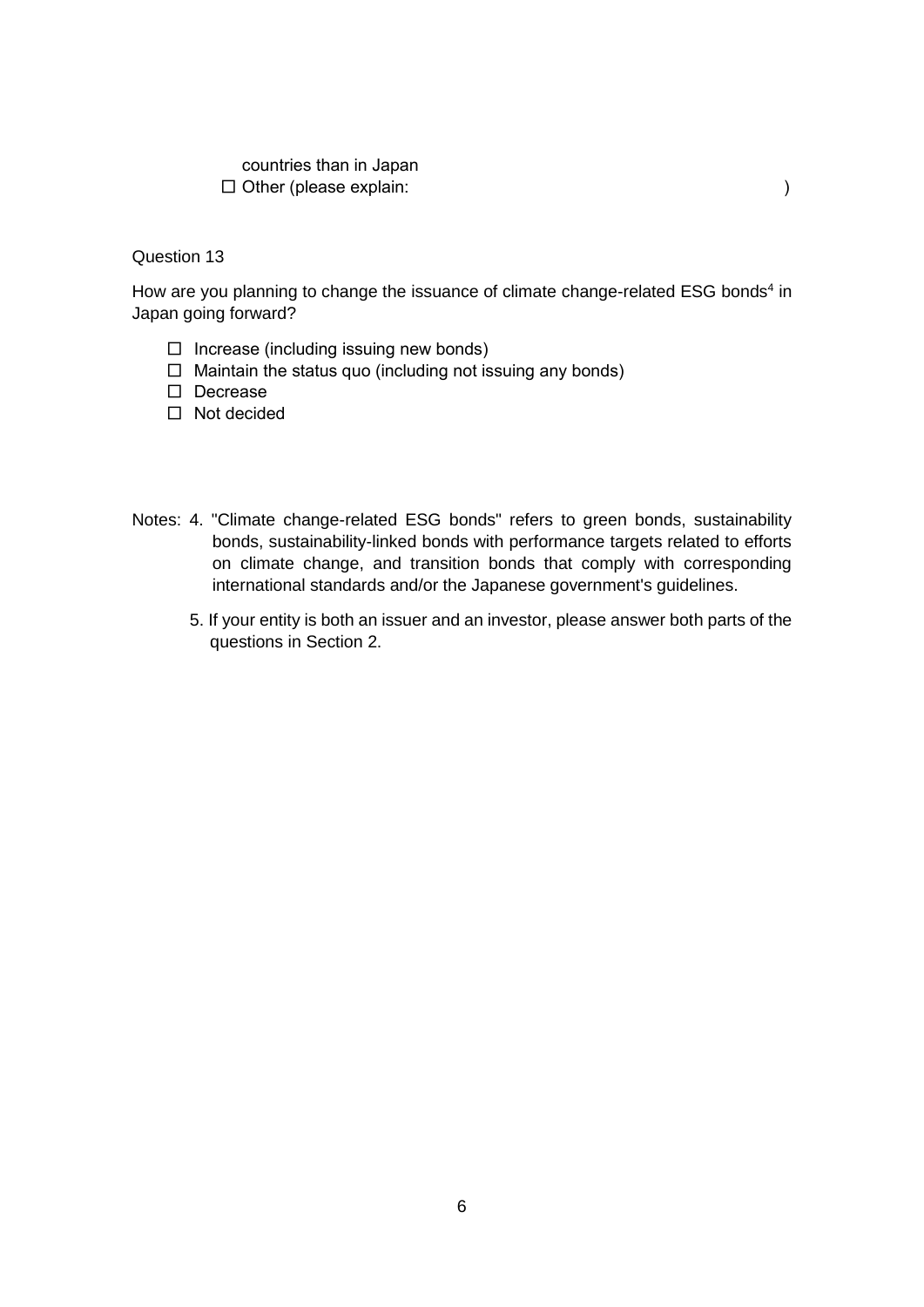countries than in Japan

☐ Other (please explain: )

Question 13

How are you planning to change the issuance of climate change-related ESG bonds[4] in Japan going forward?

- ☐ Increase (including issuing new bonds)
- ☐ Maintain the status quo (including not issuing any bonds)
- ☐ Decrease
- ☐ Not decided

Notes: 4. "Climate change-related ESG bonds" refers to green bonds, sustainability bonds, sustainability-linked bonds with performance targets related to efforts on climate change, and transition bonds that comply with corresponding international standards and/or the Japanese government's guidelines.

5. If your entity is both an issuer and an investor, please answer both parts of the questions in Section 2.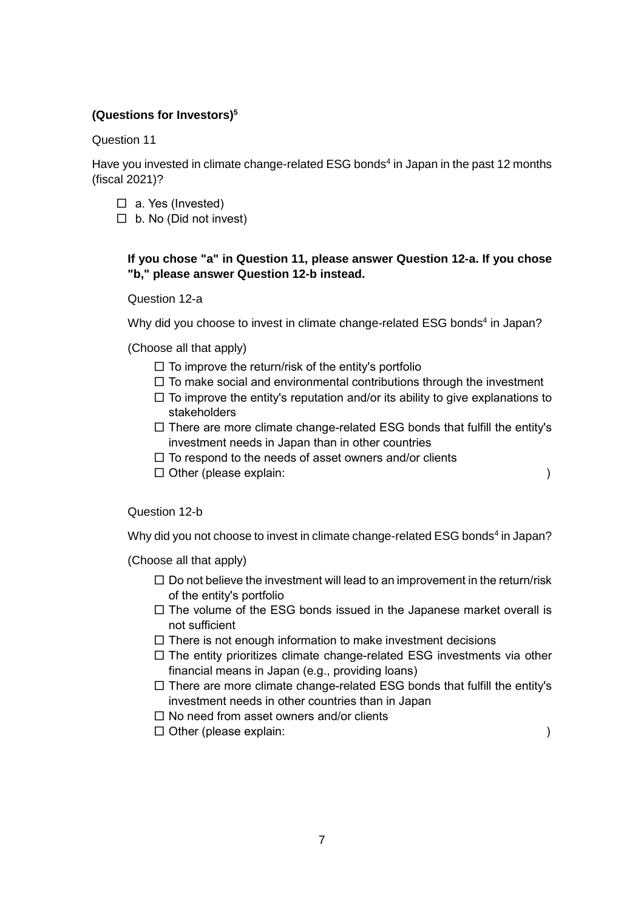**(Questions for Investors)[5]**

Question 11

Have you invested in climate change-related ESG bonds[4] in Japan in the past 12 months (fiscal 2021)?

- ☐ a. Yes (Invested)
- ☐ b. No (Did not invest)

**If you chose "a" in Question 11, please answer Question 12-a. If you chose "b," please answer Question 12-b instead.**

Question 12-a

Why did you choose to invest in climate change-related ESG bonds[4] in Japan?

(Choose all that apply)

- ☐ To improve the return/risk of the entity's portfolio
- ☐ To make social and environmental contributions through the investment
- ☐ To improve the entity's reputation and/or its ability to give explanations to stakeholders
- ☐ There are more climate change-related ESG bonds that fulfill the entity's investment needs in Japan than in other countries
- ☐ To respond to the needs of asset owners and/or clients
- ☐ Other (please explain: )

Question 12-b

Why did you not choose to invest in climate change-related ESG bonds[4] in Japan?

(Choose all that apply)

- ☐ Do not believe the investment will lead to an improvement in the return/risk of the entity's portfolio
- ☐ The volume of the ESG bonds issued in the Japanese market overall is not sufficient
- ☐ There is not enough information to make investment decisions
- ☐ The entity prioritizes climate change-related ESG investments via other financial means in Japan (e.g., providing loans)
- ☐ There are more climate change-related ESG bonds that fulfill the entity's investment needs in other countries than in Japan
- ☐ No need from asset owners and/or clients
- ☐ Other (please explain: )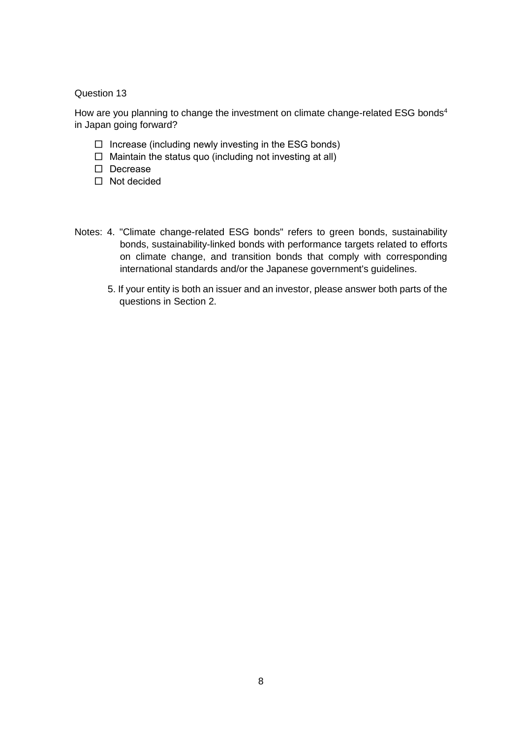Question 13

How are you planning to change the investment on climate change-related ESG bonds[4] in Japan going forward?

- ☐ Increase (including newly investing in the ESG bonds)
- ☐ Maintain the status quo (including not investing at all)
- ☐ Decrease
- ☐ Not decided

Notes: 4. "Climate change-related ESG bonds" refers to green bonds, sustainability bonds, sustainability-linked bonds with performance targets related to efforts on climate change, and transition bonds that comply with corresponding international standards and/or the Japanese government's guidelines.

5. If your entity is both an issuer and an investor, please answer both parts of the questions in Section 2.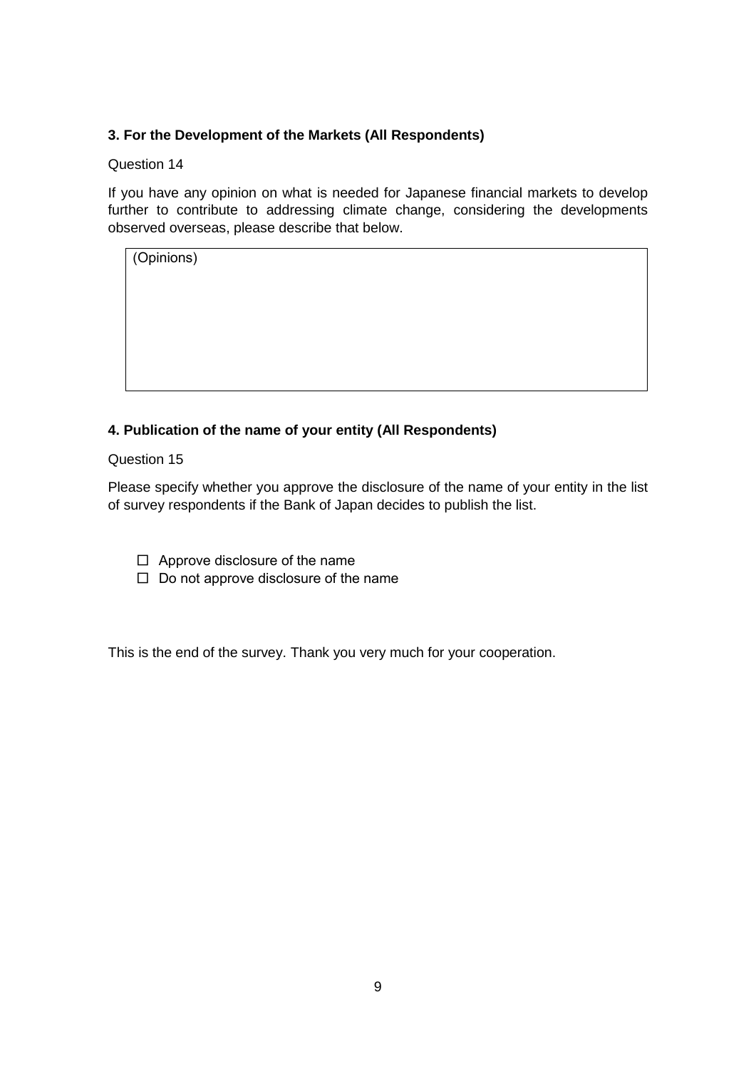### 3. For the Development of the Markets (All Respondents)

Question 14

If you have any opinion on what is needed for Japanese financial markets to develop further to contribute to addressing climate change, considering the developments observed overseas, please describe that below.

| (Opinions) |
| --- |
| |

### 4. Publication of the name of your entity (All Respondents)

Question 15

Please specify whether you approve the disclosure of the name of your entity in the list of survey respondents if the Bank of Japan decides to publish the list.

- ☐ Approve disclosure of the name
- ☐ Do not approve disclosure of the name

This is the end of the survey. Thank you very much for your cooperation.